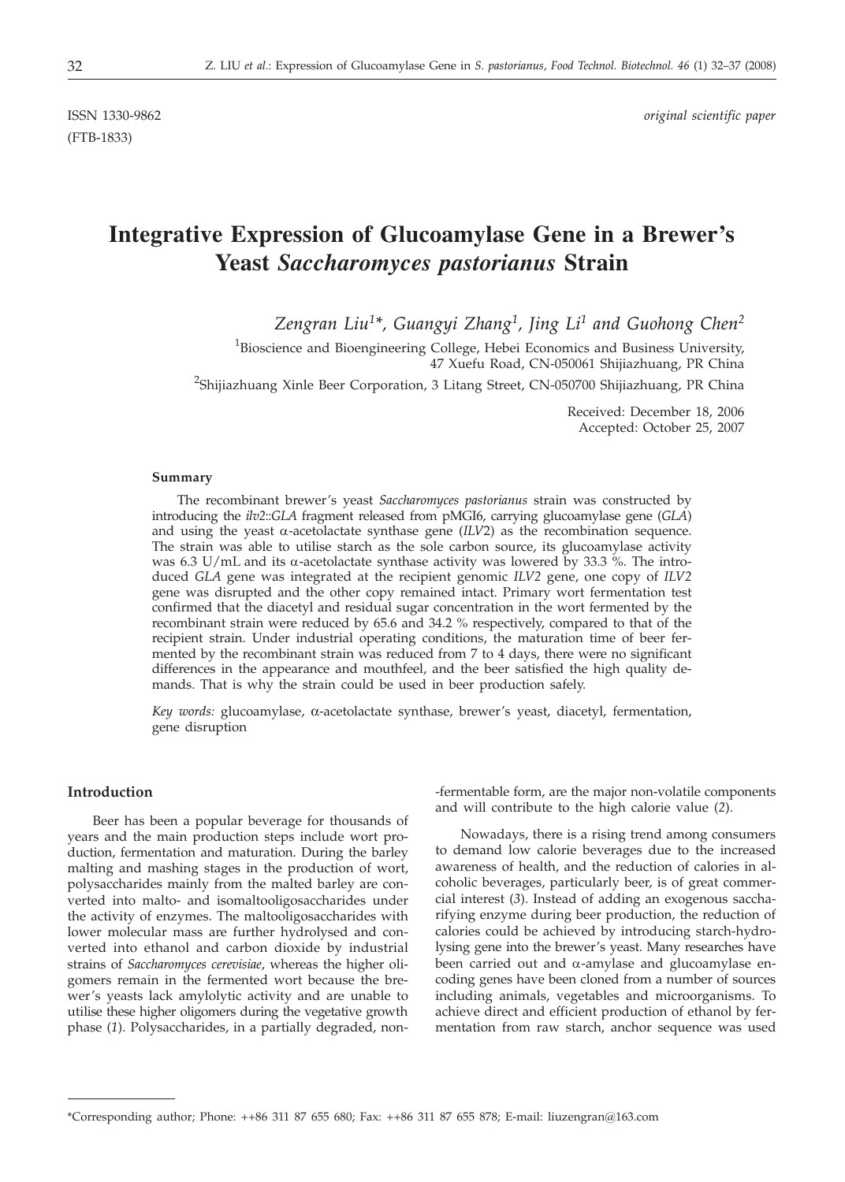ISSN 1330-9862 *original scientific paper*

(FTB-1833)

# Integrative Expression of Glucoamylase Gene in a Brewer's Yeast *Saccharomyces pastorianus* Strain

*Zengran Liu[1]\*, Guangyi Zhang[1], Jing Li[1] and Guohong Chen[2]*

[1]Bioscience and Bioengineering College, Hebei Economics and Business University, 47 Xuefu Road, CN-050061 Shijiazhuang, PR China

[2]Shijiazhuang Xinle Beer Corporation, 3 Litang Street, CN-050700 Shijiazhuang, PR China

Received: December 18, 2006
Accepted: October 25, 2007

### Summary

The recombinant brewer's yeast *Saccharomyces pastorianus* strain was constructed by introducing the *ilv2::GLA* fragment released from pMGI6, carrying glucoamylase gene (*GLA*) and using the yeast α-acetolactate synthase gene (*ILV2*) as the recombination sequence. The strain was able to utilise starch as the sole carbon source, its glucoamylase activity was 6.3 U/mL and its α-acetolactate synthase activity was lowered by 33.3 %. The introduced *GLA* gene was integrated at the recipient genomic *ILV2* gene, one copy of *ILV2* gene was disrupted and the other copy remained intact. Primary wort fermentation test confirmed that the diacetyl and residual sugar concentration in the wort fermented by the recombinant strain were reduced by 65.6 and 34.2 % respectively, compared to that of the recipient strain. Under industrial operating conditions, the maturation time of beer fermented by the recombinant strain was reduced from 7 to 4 days, there were no significant differences in the appearance and mouthfeel, and the beer satisfied the high quality demands. That is why the strain could be used in beer production safely.

*Key words:* glucoamylase, α-acetolactate synthase, brewer's yeast, diacetyl, fermentation, gene disruption

## Introduction

Beer has been a popular beverage for thousands of years and the main production steps include wort production, fermentation and maturation. During the barley malting and mashing stages in the production of wort, polysaccharides mainly from the malted barley are converted into malto- and isomaltooligosaccharides under the activity of enzymes. The maltooligosaccharides with lower molecular mass are further hydrolysed and converted into ethanol and carbon dioxide by industrial strains of *Saccharomyces cerevisiae*, whereas the higher oligomers remain in the fermented wort because the brewer's yeasts lack amylolytic activity and are unable to utilise these higher oligomers during the vegetative growth phase (*1*). Polysaccharides, in a partially degraded, non-fermentable form, are the major non-volatile components and will contribute to the high calorie value (*2*).

Nowadays, there is a rising trend among consumers to demand low calorie beverages due to the increased awareness of health, and the reduction of calories in alcoholic beverages, particularly beer, is of great commercial interest (*3*). Instead of adding an exogenous saccharifying enzyme during beer production, the reduction of calories could be achieved by introducing starch-hydrolysing gene into the brewer's yeast. Many researches have been carried out and α-amylase and glucoamylase encoding genes have been cloned from a number of sources including animals, vegetables and microorganisms. To achieve direct and efficient production of ethanol by fermentation from raw starch, anchor sequence was used

\*Corresponding author; Phone: ++86 311 87 655 680; Fax: ++86 311 87 655 878; E-mail: liuzengran@163.com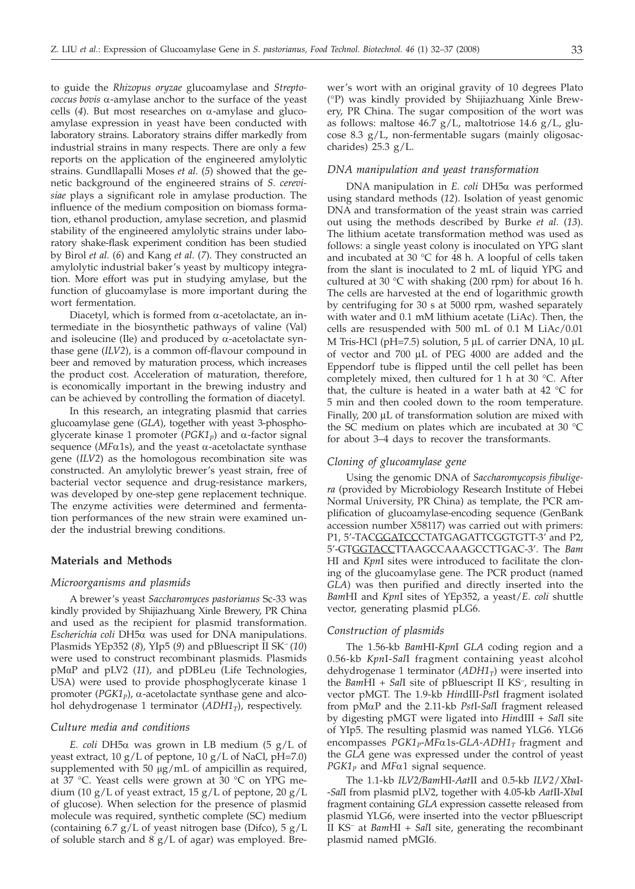to guide the *Rhizopus oryzae* glucoamylase and *Streptococcus bovis* α-amylase anchor to the surface of the yeast cells (*4*). But most researches on α-amylase and glucoamylase expression in yeast have been conducted with laboratory strains. Laboratory strains differ markedly from industrial strains in many respects. There are only a few reports on the application of the engineered amylolytic strains. Gundllapalli Moses *et al.* (*5*) showed that the genetic background of the engineered strains of *S. cerevisiae* plays a significant role in amylase production. The influence of the medium composition on biomass formation, ethanol production, amylase secretion, and plasmid stability of the engineered amylolytic strains under laboratory shake-flask experiment condition has been studied by Birol *et al.* (*6*) and Kang *et al.* (*7*). They constructed an amylolytic industrial baker's yeast by multicopy integration. More effort was put in studying amylase, but the function of glucoamylase is more important during the wort fermentation.

Diacetyl, which is formed from α-acetolactate, an intermediate in the biosynthetic pathways of valine (Val) and isoleucine (Ile) and produced by α-acetolactate synthase gene (*ILV2*), is a common off-flavour compound in beer and removed by maturation process, which increases the product cost. Acceleration of maturation, therefore, is economically important in the brewing industry and can be achieved by controlling the formation of diacetyl.

In this research, an integrating plasmid that carries glucoamylase gene (*GLA*), together with yeast 3-phosphoglycerate kinase 1 promoter ($PGK1_P$) and α-factor signal sequence (*MF*α1s), and the yeast α-acetolactate synthase gene (*ILV2*) as the homologous recombination site was constructed. An amylolytic brewer's yeast strain, free of bacterial vector sequence and drug-resistance markers, was developed by one-step gene replacement technique. The enzyme activities were determined and fermentation performances of the new strain were examined under the industrial brewing conditions.

## Materials and Methods

### *Microorganisms and plasmids*

A brewer's yeast *Saccharomyces pastorianus* Sc-33 was kindly provided by Shijiazhuang Xinle Brewery, PR China and used as the recipient for plasmid transformation. *Escherichia coli* DH5α was used for DNA manipulations. Plasmids YEp352 (*8*), YIp5 (*9*) and pBluescript II SK$^-$ (*10*) were used to construct recombinant plasmids. Plasmids pMαP and pLV2 (*11*), and pDBLeu (Life Technologies, USA) were used to provide phosphoglycerate kinase 1 promoter ($PGK1_P$), α-acetolactate synthase gene and alcohol dehydrogenase 1 terminator ($ADH1_T$), respectively.

### *Culture media and conditions*

*E. coli* DH5α was grown in LB medium (5 g/L of yeast extract, 10 g/L of peptone, 10 g/L of NaCl, pH=7.0) supplemented with 50 μg/mL of ampicillin as required, at 37 °C. Yeast cells were grown at 30 °C on YPG medium (10 g/L of yeast extract, 15 g/L of peptone, 20 g/L of glucose). When selection for the presence of plasmid molecule was required, synthetic complete (SC) medium (containing 6.7 g/L of yeast nitrogen base (Difco), 5 g/L of soluble starch and 8 g/L of agar) was employed. Brewer's wort with an original gravity of 10 degrees Plato (°P) was kindly provided by Shijiazhuang Xinle Brewery, PR China. The sugar composition of the wort was as follows: maltose 46.7 g/L, maltotriose 14.6 g/L, glucose 8.3 g/L, non-fermentable sugars (mainly oligosaccharides) 25.3 g/L.

### *DNA manipulation and yeast transformation*

DNA manipulation in *E. coli* DH5α was performed using standard methods (*12*). Isolation of yeast genomic DNA and transformation of the yeast strain was carried out using the methods described by Burke *et al.* (*13*). The lithium acetate transformation method was used as follows: a single yeast colony is inoculated on YPG slant and incubated at 30 °C for 48 h. A loopful of cells taken from the slant is inoculated to 2 mL of liquid YPG and cultured at 30 °C with shaking (200 rpm) for about 16 h. The cells are harvested at the end of logarithmic growth by centrifuging for 30 s at 5000 rpm, washed separately with water and 0.1 mM lithium acetate (LiAc). Then, the cells are resuspended with 500 mL of 0.1 M LiAc/0.01 M Tris-HCl (pH=7.5) solution, 5 μL of carrier DNA, 10 μL of vector and 700 μL of PEG 4000 are added and the Eppendorf tube is flipped until the cell pellet has been completely mixed, then cultured for 1 h at 30 °C. After that, the culture is heated in a water bath at 42 °C for 5 min and then cooled down to the room temperature. Finally, 200 μL of transformation solution are mixed with the SC medium on plates which are incubated at 30 °C for about 3–4 days to recover the transformants.

### *Cloning of glucoamylase gene*

Using the genomic DNA of *Saccharomycopsis fibuligera* (provided by Microbiology Research Institute of Hebei Normal University, PR China) as template, the PCR amplification of glucoamylase-encoding sequence (GenBank accession number X58117) was carried out with primers: P1, 5'-TAC<u>GGATCC</u>CTATGAGATTCGGTGTT-3' and P2, 5'-GT<u>GGTACC</u>TTAAGCCAAAGCCTTGAC-3'. The *Bam* HI and *Kpn*I sites were introduced to facilitate the cloning of the glucoamylase gene. The PCR product (named *GLA*) was then purified and directly inserted into the *Bam*HI and *Kpn*I sites of YEp352, a yeast/*E. coli* shuttle vector, generating plasmid pLG6.

### *Construction of plasmids*

The 1.56-kb *Bam*HI-*Kpn*I *GLA* coding region and a 0.56-kb *Kpn*I-*Sal*I fragment containing yeast alcohol dehydrogenase 1 terminator ($ADH1_T$) were inserted into the *Bam*HI + *Sal*I site of pBluescript II KS$^-$, resulting in vector pMGT. The 1.9-kb *Hin*dIII-*Pst*I fragment isolated from pMαP and the 2.11-kb *Pst*I-*Sal*I fragment released by digesting pMGT were ligated into *Hin*dIII + *Sal*I site of YIp5. The resulting plasmid was named YLG6. YLG6 encompasses $PGK1_P$-*MF*α1s-*GLA*-$ADH1_T$ fragment and the *GLA* gene was expressed under the control of yeast $PGK1_P$ and *MF*α1 signal sequence.

The 1.1-kb *ILV2*/*Bam*HI-*Aat*II and 0.5-kb *ILV2*/*Xba*I-*Sal*I from plasmid pLV2, together with 4.05-kb *Aat*II-*Xba*I fragment containing *GLA* expression cassette released from plasmid YLG6, were inserted into the vector pBluescript II KS$^-$ at *Bam*HI + *Sal*I site, generating the recombinant plasmid named pMGI6.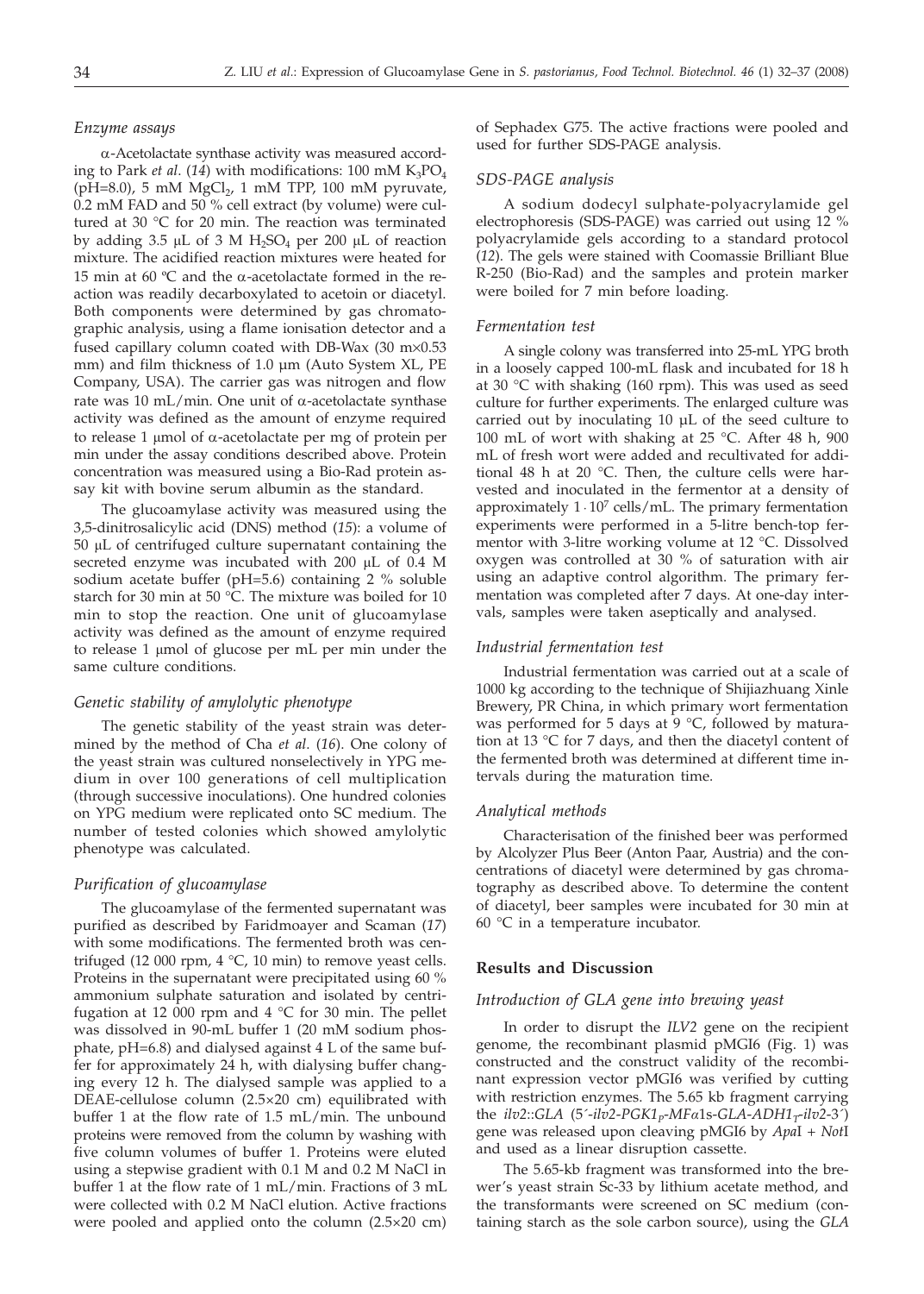### *Enzyme assays*

α-Acetolactate synthase activity was measured according to Park *et al.* (*14*) with modifications: 100 mM $K_3PO_4$ (pH=8.0), 5 mM $MgCl_2$, 1 mM TPP, 100 mM pyruvate, 0.2 mM FAD and 50 % cell extract (by volume) were cultured at 30 °C for 20 min. The reaction was terminated by adding 3.5 μL of 3 M $H_2SO_4$ per 200 μL of reaction mixture. The acidified reaction mixtures were heated for 15 min at 60 ºC and the α-acetolactate formed in the reaction was readily decarboxylated to acetoin or diacetyl. Both components were determined by gas chromatographic analysis, using a flame ionisation detector and a fused capillary column coated with DB-Wax (30 m×0.53 mm) and film thickness of 1.0 μm (Auto System XL, PE Company, USA). The carrier gas was nitrogen and flow rate was 10 mL/min. One unit of α-acetolactate synthase activity was defined as the amount of enzyme required to release 1 μmol of α-acetolactate per mg of protein per min under the assay conditions described above. Protein concentration was measured using a Bio-Rad protein assay kit with bovine serum albumin as the standard.

The glucoamylase activity was measured using the 3,5-dinitrosalicylic acid (DNS) method (*15*): a volume of 50 μL of centrifuged culture supernatant containing the secreted enzyme was incubated with 200 μL of 0.4 M sodium acetate buffer (pH=5.6) containing 2 % soluble starch for 30 min at 50 °C. The mixture was boiled for 10 min to stop the reaction. One unit of glucoamylase activity was defined as the amount of enzyme required to release 1 μmol of glucose per mL per min under the same culture conditions.

### *Genetic stability of amylolytic phenotype*

The genetic stability of the yeast strain was determined by the method of Cha *et al.* (*16*). One colony of the yeast strain was cultured nonselectively in YPG medium in over 100 generations of cell multiplication (through successive inoculations). One hundred colonies on YPG medium were replicated onto SC medium. The number of tested colonies which showed amylolytic phenotype was calculated.

### *Purification of glucoamylase*

The glucoamylase of the fermented supernatant was purified as described by Faridmoayer and Scaman (*17*) with some modifications. The fermented broth was centrifuged (12 000 rpm, 4 °C, 10 min) to remove yeast cells. Proteins in the supernatant were precipitated using 60 % ammonium sulphate saturation and isolated by centrifugation at 12 000 rpm and 4 °C for 30 min. The pellet was dissolved in 90-mL buffer 1 (20 mM sodium phosphate, pH=6.8) and dialysed against 4 L of the same buffer for approximately 24 h, with dialysing buffer changing every 12 h. The dialysed sample was applied to a DEAE-cellulose column (2.5×20 cm) equilibrated with buffer 1 at the flow rate of 1.5 mL/min. The unbound proteins were removed from the column by washing with five column volumes of buffer 1. Proteins were eluted using a stepwise gradient with 0.1 M and 0.2 M NaCl in buffer 1 at the flow rate of 1 mL/min. Fractions of 3 mL were collected with 0.2 M NaCl elution. Active fractions were pooled and applied onto the column (2.5×20 cm) of Sephadex G75. The active fractions were pooled and used for further SDS-PAGE analysis.

### *SDS-PAGE analysis*

A sodium dodecyl sulphate-polyacrylamide gel electrophoresis (SDS-PAGE) was carried out using 12 % polyacrylamide gels according to a standard protocol (*12*). The gels were stained with Coomassie Brilliant Blue R-250 (Bio-Rad) and the samples and protein marker were boiled for 7 min before loading.

### *Fermentation test*

A single colony was transferred into 25-mL YPG broth in a loosely capped 100-mL flask and incubated for 18 h at 30 °C with shaking (160 rpm). This was used as seed culture for further experiments. The enlarged culture was carried out by inoculating 10 μL of the seed culture to 100 mL of wort with shaking at 25 °C. After 48 h, 900 mL of fresh wort were added and recultivated for additional 48 h at 20 °C. Then, the culture cells were harvested and inoculated in the fermentor at a density of approximately $1 \cdot 10^7$ cells/mL. The primary fermentation experiments were performed in a 5-litre bench-top fermentor with 3-litre working volume at 12 °C. Dissolved oxygen was controlled at 30 % of saturation with air using an adaptive control algorithm. The primary fermentation was completed after 7 days. At one-day intervals, samples were taken aseptically and analysed.

### *Industrial fermentation test*

Industrial fermentation was carried out at a scale of 1000 kg according to the technique of Shijiazhuang Xinle Brewery, PR China, in which primary wort fermentation was performed for 5 days at 9 °C, followed by maturation at 13 °C for 7 days, and then the diacetyl content of the fermented broth was determined at different time intervals during the maturation time.

### *Analytical methods*

Characterisation of the finished beer was performed by Alcolyzer Plus Beer (Anton Paar, Austria) and the concentrations of diacetyl were determined by gas chromatography as described above. To determine the content of diacetyl, beer samples were incubated for 30 min at 60 °C in a temperature incubator.

## Results and Discussion

### *Introduction of GLA gene into brewing yeast*

In order to disrupt the *ILV2* gene on the recipient genome, the recombinant plasmid pMGI6 (Fig. 1) was constructed and the construct validity of the recombinant expression vector pMGI6 was verified by cutting with restriction enzymes. The 5.65 kb fragment carrying the *ilv2*::*GLA* (5´-*ilv2*-*PGK1*$_P$-*MF*α1s-*GLA*-*ADH1*$_T$-*ilv2*-3´) gene was released upon cleaving pMGI6 by *Apa*I + *Not*I and used as a linear disruption cassette.

The 5.65-kb fragment was transformed into the brewer's yeast strain Sc-33 by lithium acetate method, and the transformants were screened on SC medium (containing starch as the sole carbon source), using the *GLA*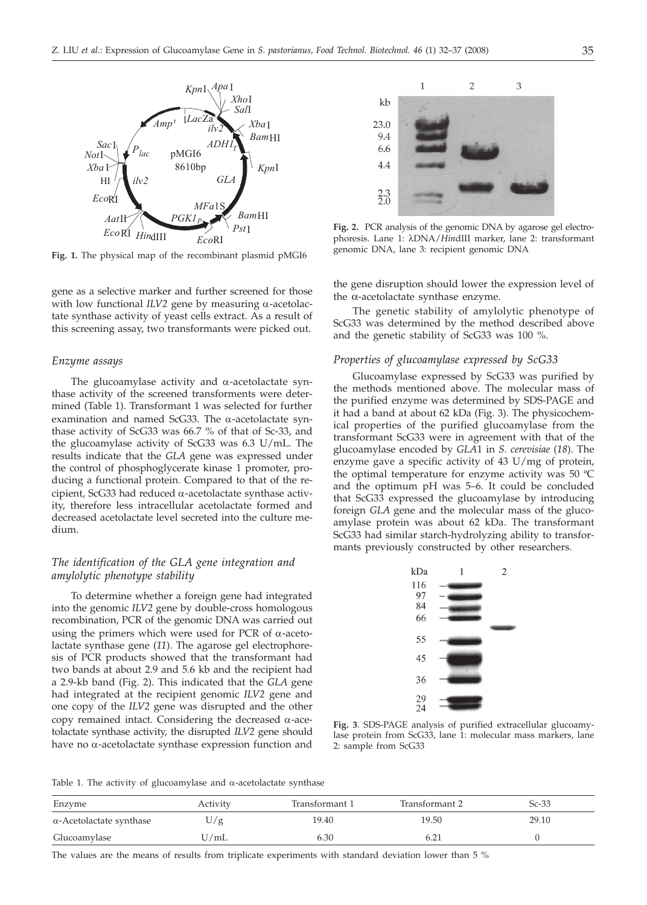Fig. 1. The physical map of the recombinant plasmid pMGI6

gene as a selective marker and further screened for those with low functional *ILV2* gene by measuring α-acetolactate synthase activity of yeast cells extract. As a result of this screening assay, two transformants were picked out.

### *Enzyme assays*

The glucoamylase activity and α-acetolactate synthase activity of the screened transformants were determined (Table 1). Transformant 1 was selected for further examination and named ScG33. The α-acetolactate synthase activity of ScG33 was 66.7 % of that of Sc-33, and the glucoamylase activity of ScG33 was 6.3 U/mL. The results indicate that the *GLA* gene was expressed under the control of phosphoglycerate kinase 1 promoter, producing a functional protein. Compared to that of the recipient, ScG33 had reduced α-acetolactate synthase activity, therefore less intracellular acetolactate formed and decreased acetolactate level secreted into the culture medium.

### *The identification of the GLA gene integration and amylolytic phenotype stability*

To determine whether a foreign gene had integrated into the genomic *ILV2* gene by double-cross homologous recombination, PCR of the genomic DNA was carried out using the primers which were used for PCR of α-acetolactate synthase gene (*11*). The agarose gel electrophoresis of PCR products showed that the transformant had two bands at about 2.9 and 5.6 kb and the recipient had a 2.9-kb band (Fig. 2). This indicated that the *GLA* gene had integrated at the recipient genomic *ILV2* gene and one copy of the *ILV2* gene was disrupted and the other copy remained intact. Considering the decreased α-acetolactate synthase activity, the disrupted *ILV2* gene should have no α-acetolactate synthase expression function and the gene disruption should lower the expression level of the α-acetolactate synthase enzyme.

Fig. 2. PCR analysis of the genomic DNA by agarose gel electrophoresis. Lane 1: λDNA/*Hin*dIII marker, lane 2: transformant genomic DNA, lane 3: recipient genomic DNA

The genetic stability of amylolytic phenotype of ScG33 was determined by the method described above and the genetic stability of ScG33 was 100 %.

### *Properties of glucoamylase expressed by ScG33*

Glucoamylase expressed by ScG33 was purified by the methods mentioned above. The molecular mass of the purified enzyme was determined by SDS-PAGE and it had a band at about 62 kDa (Fig. 3). The physicochemical properties of the purified glucoamylase from the transformant ScG33 were in agreement with that of the glucoamylase encoded by *GLA*1 in *S. cerevisiae* (*18*). The enzyme gave a specific activity of 43 U/mg of protein, the optimal temperature for enzyme activity was 50 °C and the optimum pH was 5–6. It could be concluded that ScG33 expressed the glucoamylase by introducing foreign *GLA* gene and the molecular mass of the glucoamylase protein was about 62 kDa. The transformant ScG33 had similar starch-hydrolyzing ability to transformants previously constructed by other researchers.

Fig. 3. SDS-PAGE analysis of purified extracellular glucoamylase protein from ScG33, lane 1: molecular mass markers, lane 2: sample from ScG33

Table 1. The activity of glucoamylase and α-acetolactate synthase

| Enzyme | Activity | Transformant 1 | Transformant 2 | Sc-33 |
|---|---|---|---|---|
| α-Acetolactate synthase | U/g | 19.40 | 19.50 | 29.10 |
| Glucoamylase | U/mL | 6.30 | 6.21 | 0 |

The values are the means of results from triplicate experiments with standard deviation lower than 5 %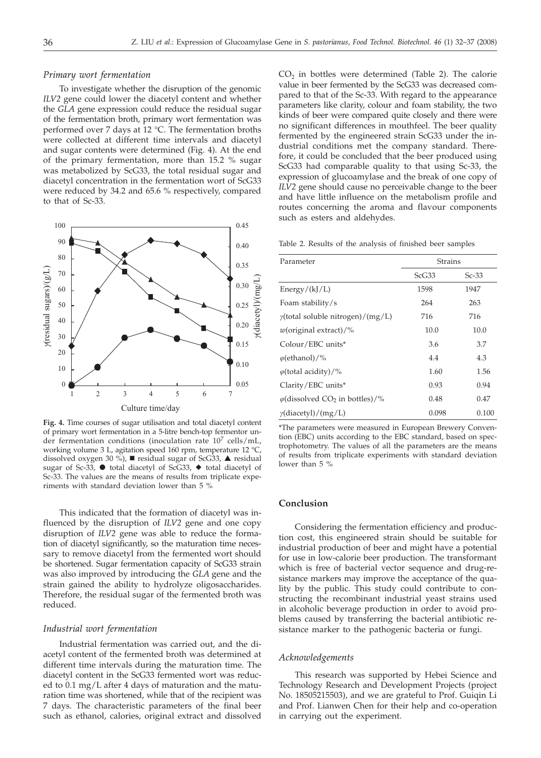### *Primary wort fermentation*

To investigate whether the disruption of the genomic *ILV2* gene could lower the diacetyl content and whether the *GLA* gene expression could reduce the residual sugar of the fermentation broth, primary wort fermentation was performed over 7 days at 12 °C. The fermentation broths were collected at different time intervals and diacetyl and sugar contents were determined (Fig. 4). At the end of the primary fermentation, more than 15.2 % sugar was metabolized by ScG33, the total residual sugar and diacetyl concentration in the fermentation wort of ScG33 were reduced by 34.2 and 65.6 % respectively, compared to that of Sc-33.

**Fig. 4.** Time courses of sugar utilisation and total diacetyl content of primary wort fermentation in a 5-litre bench-top fermentor under fermentation conditions (inoculation rate $10^7$ cells/mL, working volume 3 L, agitation speed 160 rpm, temperature 12 °C, dissolved oxygen 30 %), ■ residual sugar of ScG33, ▲ residual sugar of Sc-33, ● total diacetyl of ScG33, ◆ total diacetyl of Sc-33. The values are the means of results from triplicate experiments with standard deviation lower than 5 %

This indicated that the formation of diacetyl was influenced by the disruption of *ILV2* gene and one copy disruption of *ILV2* gene was able to reduce the formation of diacetyl significantly, so the maturation time necessary to remove diacetyl from the fermented wort should be shortened. Sugar fermentation capacity of ScG33 strain was also improved by introducing the *GLA* gene and the strain gained the ability to hydrolyze oligosaccharides. Therefore, the residual sugar of the fermented broth was reduced.

### *Industrial wort fermentation*

Industrial fermentation was carried out, and the diacetyl content of the fermented broth was determined at different time intervals during the maturation time. The diacetyl content in the ScG33 fermented wort was reduced to 0.1 mg/L after 4 days of maturation and the maturation time was shortened, while that of the recipient was 7 days. The characteristic parameters of the final beer such as ethanol, calories, original extract and dissolved $CO_2$ in bottles were determined (Table 2). The calorie value in beer fermented by the ScG33 was decreased compared to that of the Sc-33. With regard to the appearance parameters like clarity, colour and foam stability, the two kinds of beer were compared quite closely and there were no significant differences in mouthfeel. The beer quality fermented by the engineered strain ScG33 under the industrial conditions met the company standard. Therefore, it could be concluded that the beer produced using ScG33 had comparable quality to that using Sc-33, the expression of glucoamylase and the break of one copy of *ILV2* gene should cause no perceivable change to the beer and have little influence on the metabolism profile and routes concerning the aroma and flavour components such as esters and aldehydes.

Table 2. Results of the analysis of finished beer samples

| Parameter | Strains | |
|---|---|---|
| | ScG33 | Sc-33 |
| Energy/(kJ/L) | 1598 | 1947 |
| Foam stability/s | 264 | 263 |
| $\gamma$(total soluble nitrogen)/(mg/L) | 716 | 716 |
| $w$(original extract)/% | 10.0 | 10.0 |
| Colour/EBC units* | 3.6 | 3.7 |
| $\varphi$(ethanol)/% | 4.4 | 4.3 |
| $\varphi$(total acidity)/% | 1.60 | 1.56 |
| Clarity/EBC units* | 0.93 | 0.94 |
| $\varphi$(dissolved $CO_2$ in bottles)/% | 0.48 | 0.47 |
| $\gamma$(diacetyl)/(mg/L) | 0.098 | 0.100 |

*The parameters were measured in European Brewery Convention (EBC) units according to the EBC standard, based on spectrophotometry. The values of all the parameters are the means of results from triplicate experiments with standard deviation lower than 5 %

## Conclusion

Considering the fermentation efficiency and production cost, this engineered strain should be suitable for industrial production of beer and might have a potential for use in low-calorie beer production. The transformant which is free of bacterial vector sequence and drug-resistance markers may improve the acceptance of the quality by the public. This study could contribute to constructing the recombinant industrial yeast strains used in alcoholic beverage production in order to avoid problems caused by transferring the bacterial antibiotic resistance marker to the pathogenic bacteria or fungi.

### *Acknowledgements*

This research was supported by Hebei Science and Technology Research and Development Projects (project No. 18505215503), and we are grateful to Prof. Guiqin Li and Prof. Lianwen Chen for their help and co-operation in carrying out the experiment.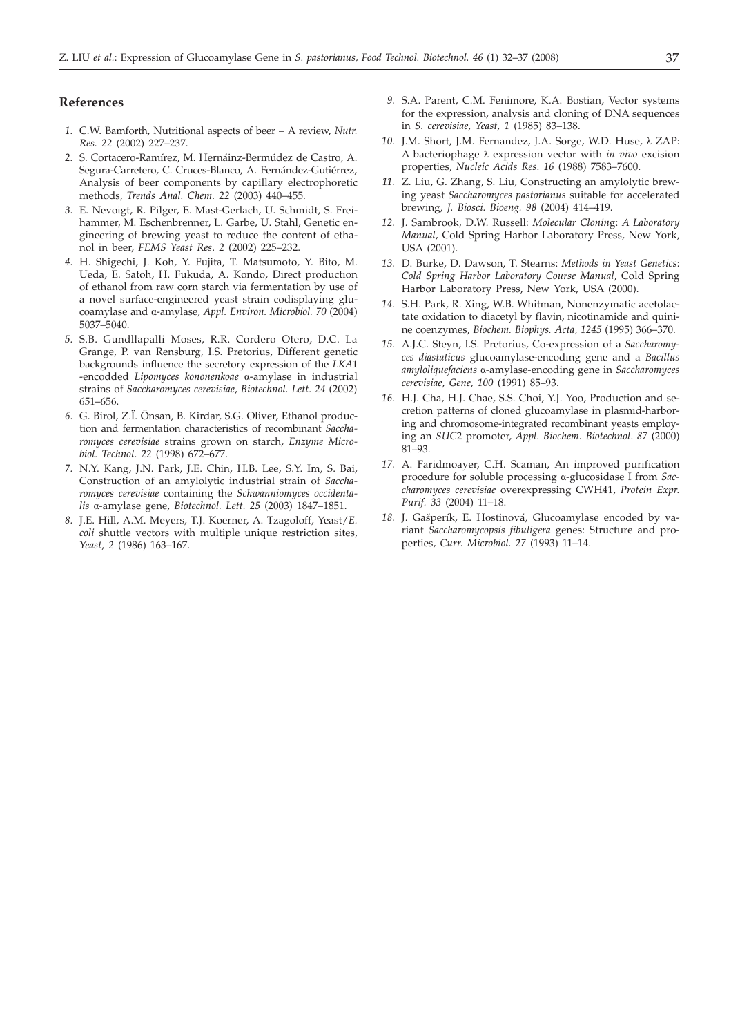## References

1. C.W. Bamforth, Nutritional aspects of beer – A review, *Nutr. Res. 22* (2002) 227–237.
2. S. Cortacero-Ramírez, M. Hernáinz-Bermúdez de Castro, A. Segura-Carretero, C. Cruces-Blanco, A. Fernández-Gutiérrez, Analysis of beer components by capillary electrophoretic methods, *Trends Anal. Chem. 22* (2003) 440–455.
3. E. Nevoigt, R. Pilger, E. Mast-Gerlach, U. Schmidt, S. Freihammer, M. Eschenbrenner, L. Garbe, U. Stahl, Genetic engineering of brewing yeast to reduce the content of ethanol in beer, *FEMS Yeast Res. 2* (2002) 225–232.
4. H. Shigechi, J. Koh, Y. Fujita, T. Matsumoto, Y. Bito, M. Ueda, E. Satoh, H. Fukuda, A. Kondo, Direct production of ethanol from raw corn starch via fermentation by use of a novel surface-engineered yeast strain codisplaying glucoamylase and α-amylase, *Appl. Environ. Microbiol. 70* (2004) 5037–5040.
5. S.B. Gundllapalli Moses, R.R. Cordero Otero, D.C. La Grange, P. van Rensburg, I.S. Pretorius, Different genetic backgrounds influence the secretory expression of the *LKA*1 -encodded *Lipomyces kononenkoae* α-amylase in industrial strains of *Saccharomyces cerevisiae*, *Biotechnol. Lett. 24* (2002) 651–656.
6. G. Birol, Z.İ. Önsan, B. Kirdar, S.G. Oliver, Ethanol production and fermentation characteristics of recombinant *Saccharomyces cerevisiae* strains grown on starch, *Enzyme Microbiol. Technol. 22* (1998) 672–677.
7. N.Y. Kang, J.N. Park, J.E. Chin, H.B. Lee, S.Y. Im, S. Bai, Construction of an amylolytic industrial strain of *Saccharomyces cerevisiae* containing the *Schwanniomyces occidentalis* α-amylase gene, *Biotechnol. Lett. 25* (2003) 1847–1851.
8. J.E. Hill, A.M. Meyers, T.J. Koerner, A. Tzagoloff, Yeast/*E. coli* shuttle vectors with multiple unique restriction sites, *Yeast, 2* (1986) 163–167.
9. S.A. Parent, C.M. Fenimore, K.A. Bostian, Vector systems for the expression, analysis and cloning of DNA sequences in *S. cerevisiae*, *Yeast, 1* (1985) 83–138.
10. J.M. Short, J.M. Fernandez, J.A. Sorge, W.D. Huse, λ ZAP: A bacteriophage λ expression vector with *in vivo* excision properties, *Nucleic Acids Res. 16* (1988) 7583–7600.
11. Z. Liu, G. Zhang, S. Liu, Constructing an amylolytic brewing yeast *Saccharomyces pastorianus* suitable for accelerated brewing, *J. Biosci. Bioeng. 98* (2004) 414–419.
12. J. Sambrook, D.W. Russell: *Molecular Cloning: A Laboratory Manual*, Cold Spring Harbor Laboratory Press, New York, USA (2001).
13. D. Burke, D. Dawson, T. Stearns: *Methods in Yeast Genetics: Cold Spring Harbor Laboratory Course Manual*, Cold Spring Harbor Laboratory Press, New York, USA (2000).
14. S.H. Park, R. Xing, W.B. Whitman, Nonenzymatic acetolactate oxidation to diacetyl by flavin, nicotinamide and quinine coenzymes, *Biochem. Biophys. Acta, 1245* (1995) 366–370.
15. A.J.C. Steyn, I.S. Pretorius, Co-expression of a *Saccharomyces diastaticus* glucoamylase-encoding gene and a *Bacillus amyloliquefaciens* α-amylase-encoding gene in *Saccharomyces cerevisiae*, *Gene, 100* (1991) 85–93.
16. H.J. Cha, H.J. Chae, S.S. Choi, Y.J. Yoo, Production and secretion patterns of cloned glucoamylase in plasmid-harboring and chromosome-integrated recombinant yeasts employing an *SUC*2 promoter, *Appl. Biochem. Biotechnol. 87* (2000) 81–93.
17. A. Faridmoayer, C.H. Scaman, An improved purification procedure for soluble processing α-glucosidase I from *Saccharomyces cerevisiae* overexpressing CWH41, *Protein Expr. Purif. 33* (2004) 11–18.
18. J. Gašperík, E. Hostinová, Glucoamylase encoded by variant *Saccharomycopsis fibuligera* genes: Structure and properties, *Curr. Microbiol. 27* (1993) 11–14.